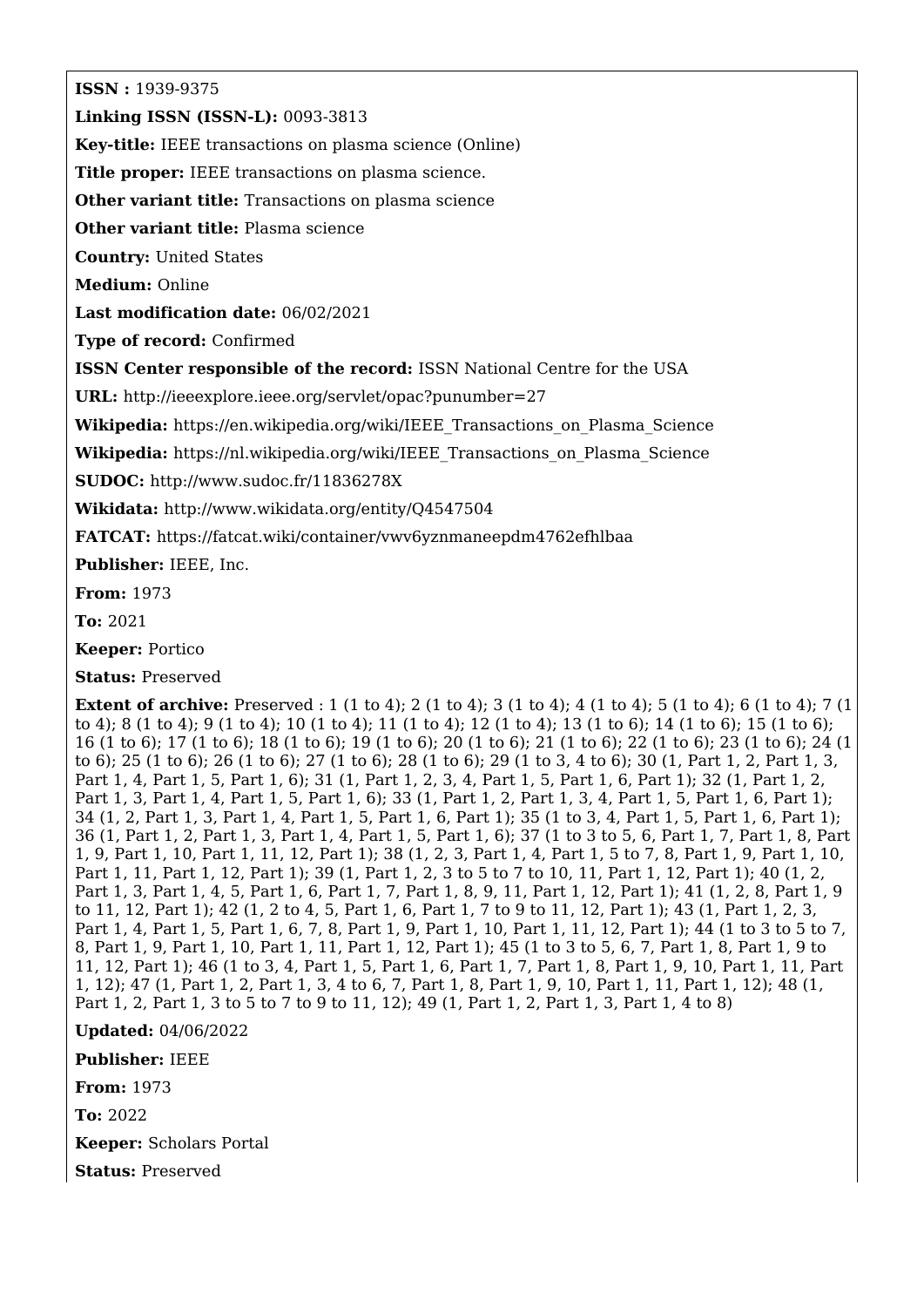**ISSN :** 1939-9375

**Linking ISSN (ISSN-L):** 0093-3813

**Key-title:** IEEE transactions on plasma science (Online)

**Title proper:** IEEE transactions on plasma science.

**Other variant title:** Transactions on plasma science

**Other variant title:** Plasma science

**Country:** United States

**Medium:** Online

**Last modification date:** 06/02/2021

**Type of record:** Confirmed

**ISSN Center responsible of the record:** ISSN National Centre for the USA

**URL:** http://ieeexplore.ieee.org/servlet/opac?punumber=27

**Wikipedia:** https://en.wikipedia.org/wiki/IEEE_Transactions_on_Plasma_Science

**Wikipedia:** https://nl.wikipedia.org/wiki/IEEE_Transactions_on_Plasma_Science

**SUDOC:** http://www.sudoc.fr/11836278X

**Wikidata:** http://www.wikidata.org/entity/Q4547504

**FATCAT:** https://fatcat.wiki/container/vwv6yznmaneepdm4762efhlbaa

**Publisher:** IEEE, Inc.

**From:** 1973

**To:** 2021

**Keeper:** Portico

**Status:** Preserved

**Extent of archive:** Preserved : 1 (1 to 4); 2 (1 to 4); 3 (1 to 4); 4 (1 to 4); 5 (1 to 4); 6 (1 to 4); 7 (1 to 4); 8 (1 to 4); 9 (1 to 4); 10 (1 to 4); 11 (1 to 4); 12 (1 to 4); 13 (1 to 6); 14 (1 to 6); 15 (1 to 6); 16 (1 to 6); 17 (1 to 6); 18 (1 to 6); 19 (1 to 6); 20 (1 to 6); 21 (1 to 6); 22 (1 to 6); 23 (1 to 6); 24 (1 to 6); 25 (1 to 6); 26 (1 to 6); 27 (1 to 6); 28 (1 to 6); 29 (1 to 3, 4 to 6); 30 (1, Part 1, 2, Part 1, 3, Part 1, 4, Part 1, 5, Part 1, 6); 31 (1, Part 1, 2, 3, 4, Part 1, 5, Part 1, 6, Part 1); 32 (1, Part 1, 2, Part 1, 3, Part 1, 4, Part 1, 5, Part 1, 6); 33 (1, Part 1, 2, Part 1, 3, 4, Part 1, 5, Part 1, 6, Part 1); 34 (1, 2, Part 1, 3, Part 1, 4, Part 1, 5, Part 1, 6, Part 1); 35 (1 to 3, 4, Part 1, 5, Part 1, 6, Part 1); 36 (1, Part 1, 2, Part 1, 3, Part 1, 4, Part 1, 5, Part 1, 6); 37 (1 to 3 to 5, 6, Part 1, 7, Part 1, 8, Part 1, 9, Part 1, 10, Part 1, 11, 12, Part 1); 38 (1, 2, 3, Part 1, 4, Part 1, 5 to 7, 8, Part 1, 9, Part 1, 10, Part 1, 11, Part 1, 12, Part 1); 39 (1, Part 1, 2, 3 to 5 to 7 to 10, 11, Part 1, 12, Part 1); 40 (1, 2, Part 1, 3, Part 1, 4, 5, Part 1, 6, Part 1, 7, Part 1, 8, 9, 11, Part 1, 12, Part 1); 41 (1, 2, 8, Part 1, 9 to 11, 12, Part 1); 42 (1, 2 to 4, 5, Part 1, 6, Part 1, 7 to 9 to 11, 12, Part 1); 43 (1, Part 1, 2, 3, Part 1, 4, Part 1, 5, Part 1, 6, 7, 8, Part 1, 9, Part 1, 10, Part 1, 11, Part 1, 12, Part 1); 44 (1 to 3 to 5 to 7, 8, Part 1, 9, Part 1, 10, Part 1, 11, Part 1, 12, Part 1); 45 (1 to 3 to 5, 6, 7, Part 1, 8, Part 1, 9 to 11, 12, Part 1); 46 (1 to 3, 4, Part 1, 5, Part 1, 6, Part 1, 7, Part 1, 8, Part 1, 9, 10, Part 1, 11, Part 1, 12); 47 (1, Part 1, 2, Part 1, 3, 4 to 6, 7, Part 1, 8, Part 1, 9, 10, Part 1, 11, Part 1, 12); 48 (1, Part 1, 2, Part 1, 3 to 5 to 7 to 9 to 11, 12); 49 (1, Part 1, 2, Part 1, 3, Part 1, 4 to 8)

**Updated:** 04/06/2022

**Publisher:** IEEE

**From:** 1973

**To:** 2022

**Keeper:** Scholars Portal

**Status:** Preserved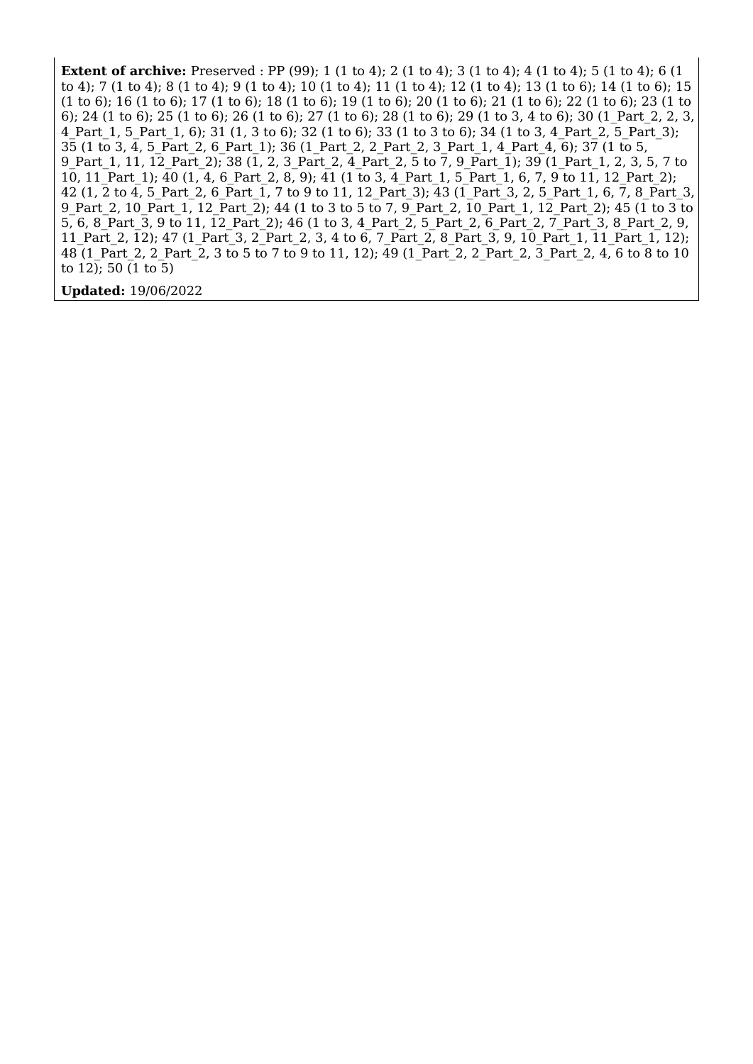**Extent of archive:** Preserved : PP (99); 1 (1 to 4); 2 (1 to 4); 3 (1 to 4); 4 (1 to 4); 5 (1 to 4); 6 (1 to 4); 7 (1 to 4); 8 (1 to 4); 9 (1 to 4); 10 (1 to 4); 11 (1 to 4); 12 (1 to 4); 13 (1 to 6); 14 (1 to 6); 15 (1 to 6); 16 (1 to 6); 17 (1 to 6); 18 (1 to 6); 19 (1 to 6); 20 (1 to 6); 21 (1 to 6); 22 (1 to 6); 23 (1 to 6); 24 (1 to 6); 25 (1 to 6); 26 (1 to 6); 27 (1 to 6); 28 (1 to 6); 29 (1 to 3, 4 to 6); 30 (1_Part_2, 2, 3, 4_Part_1, 5_Part_1, 6); 31 (1, 3 to 6); 32 (1 to 6); 33 (1 to 3 to 6); 34 (1 to 3, 4_Part_2, 5_Part_3); 35 (1 to 3, 4, 5_Part_2, 6_Part_1); 36 (1_Part_2, 2_Part_2, 3_Part_1, 4_Part_4, 6); 37 (1 to 5, 9_Part_1, 11, 12_Part_2); 38 (1, 2, 3_Part_2, 4_Part_2, 5 to 7, 9_Part_1); 39 (1_Part_1, 2, 3, 5, 7 to 10, 11_Part_1); 40 (1, 4, 6_Part_2, 8, 9); 41 (1 to 3, 4_Part_1, 5_Part_1, 6, 7, 9 to 11, 12_Part_2); 42 (1, 2 to 4, 5_Part_2, 6_Part_1, 7 to 9 to 11, 12_Part_3); 43 (1_Part_3, 2, 5_Part_1, 6, 7, 8_Part_3, 9_Part_2, 10_Part_1, 12_Part_2); 44 (1 to 3 to 5 to 7, 9_Part_2, 10_Part_1, 12_Part_2); 45 (1 to 3 to 5, 6, 8_Part_3, 9 to 11, 12_Part_2); 46 (1 to 3, 4_Part_2, 5_Part_2, 6_Part_2, 7_Part_3, 8_Part_2, 9, 11_Part_2, 12); 47 (1_Part_3, 2_Part_2, 3, 4 to 6, 7_Part_2, 8_Part_3, 9, 10_Part_1, 11_Part_1, 12); 48 (1_Part_2, 2_Part_2, 3 to 5 to 7 to 9 to 11, 12); 49 (1_Part_2, 2_Part_2, 3_Part_2, 4, 6 to 8 to 10 to 12); 50 (1 to 5)

**Updated:** 19/06/2022